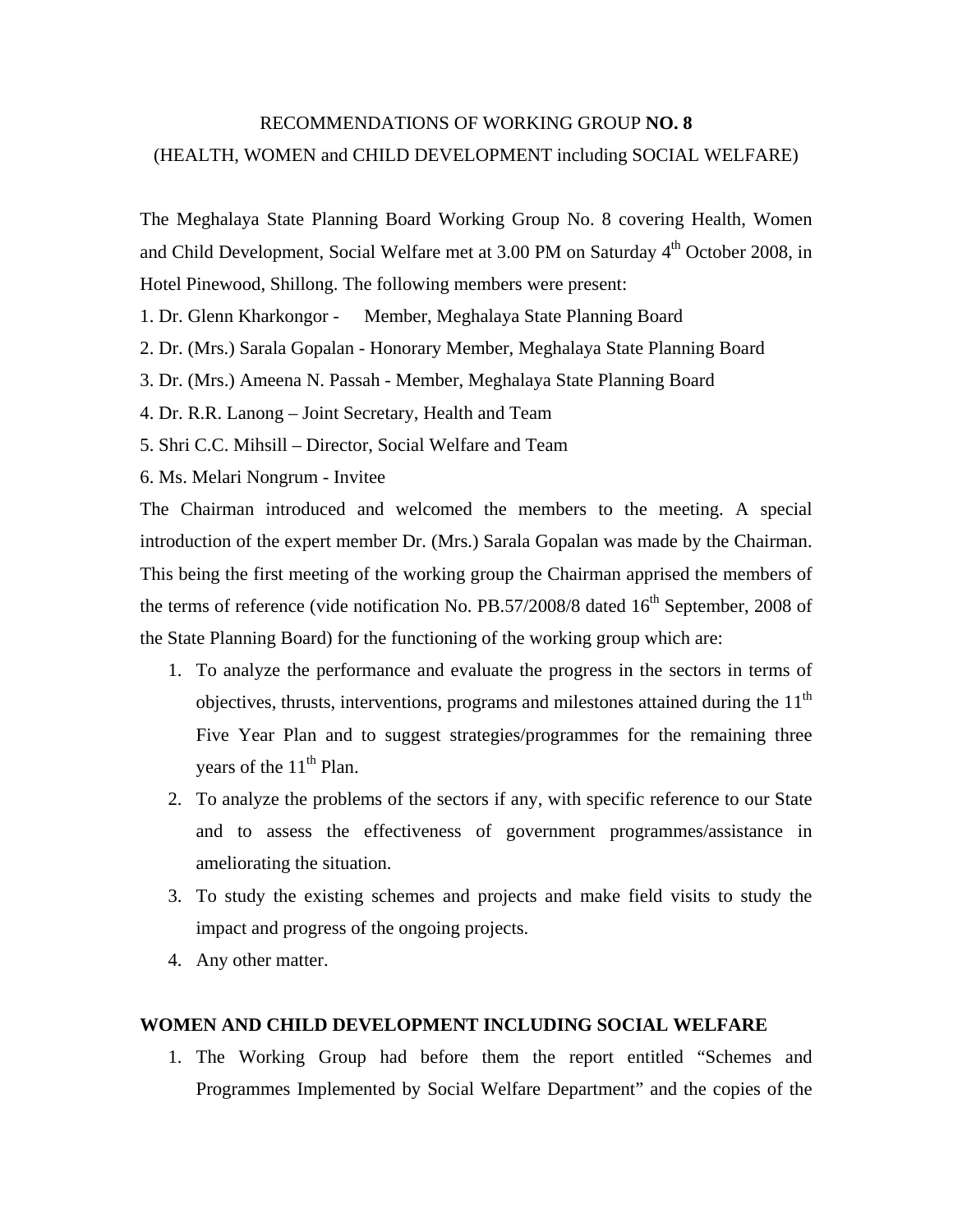# RECOMMENDATIONS OF WORKING GROUP **NO. 8**

## (HEALTH, WOMEN and CHILD DEVELOPMENT including SOCIAL WELFARE)

The Meghalaya State Planning Board Working Group No. 8 covering Health, Women and Child Development, Social Welfare met at 3.00 PM on Saturday 4th October 2008, in Hotel Pinewood, Shillong. The following members were present:

1. Dr. Glenn Kharkongor - Member, Meghalaya State Planning Board
2. Dr. (Mrs.) Sarala Gopalan - Honorary Member, Meghalaya State Planning Board
3. Dr. (Mrs.) Ameena N. Passah - Member, Meghalaya State Planning Board
4. Dr. R.R. Lanong – Joint Secretary, Health and Team
5. Shri C.C. Mihsill – Director, Social Welfare and Team
6. Ms. Melari Nongrum - Invitee

The Chairman introduced and welcomed the members to the meeting. A special introduction of the expert member Dr. (Mrs.) Sarala Gopalan was made by the Chairman. This being the first meeting of the working group the Chairman apprised the members of the terms of reference (vide notification No. PB.57/2008/8 dated 16th September, 2008 of the State Planning Board) for the functioning of the working group which are:

1. To analyze the performance and evaluate the progress in the sectors in terms of objectives, thrusts, interventions, programs and milestones attained during the 11th Five Year Plan and to suggest strategies/programmes for the remaining three years of the 11th Plan.
2. To analyze the problems of the sectors if any, with specific reference to our State and to assess the effectiveness of government programmes/assistance in ameliorating the situation.
3. To study the existing schemes and projects and make field visits to study the impact and progress of the ongoing projects.
4. Any other matter.

### WOMEN AND CHILD DEVELOPMENT INCLUDING SOCIAL WELFARE

1. The Working Group had before them the report entitled "Schemes and Programmes Implemented by Social Welfare Department" and the copies of the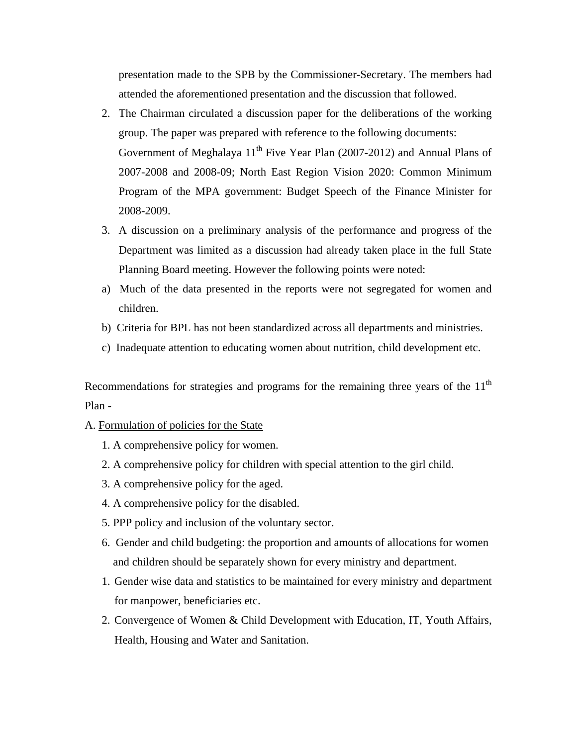presentation made to the SPB by the Commissioner-Secretary. The members had attended the aforementioned presentation and the discussion that followed.

2. The Chairman circulated a discussion paper for the deliberations of the working group. The paper was prepared with reference to the following documents: Government of Meghalaya 11th Five Year Plan (2007-2012) and Annual Plans of 2007-2008 and 2008-09; North East Region Vision 2020: Common Minimum Program of the MPA government: Budget Speech of the Finance Minister for 2008-2009.
3. A discussion on a preliminary analysis of the performance and progress of the Department was limited as a discussion had already taken place in the full State Planning Board meeting. However the following points were noted:

a) Much of the data presented in the reports were not segregated for women and children.

b) Criteria for BPL has not been standardized across all departments and ministries.

c) Inadequate attention to educating women about nutrition, child development etc.

Recommendations for strategies and programs for the remaining three years of the 11th Plan -

A. <u>Formulation of policies for the State</u>

1. A comprehensive policy for women.
2. A comprehensive policy for children with special attention to the girl child.
3. A comprehensive policy for the aged.
4. A comprehensive policy for the disabled.
5. PPP policy and inclusion of the voluntary sector.
6. Gender and child budgeting: the proportion and amounts of allocations for women and children should be separately shown for every ministry and department.

1. Gender wise data and statistics to be maintained for every ministry and department for manpower, beneficiaries etc.
2. Convergence of Women & Child Development with Education, IT, Youth Affairs, Health, Housing and Water and Sanitation.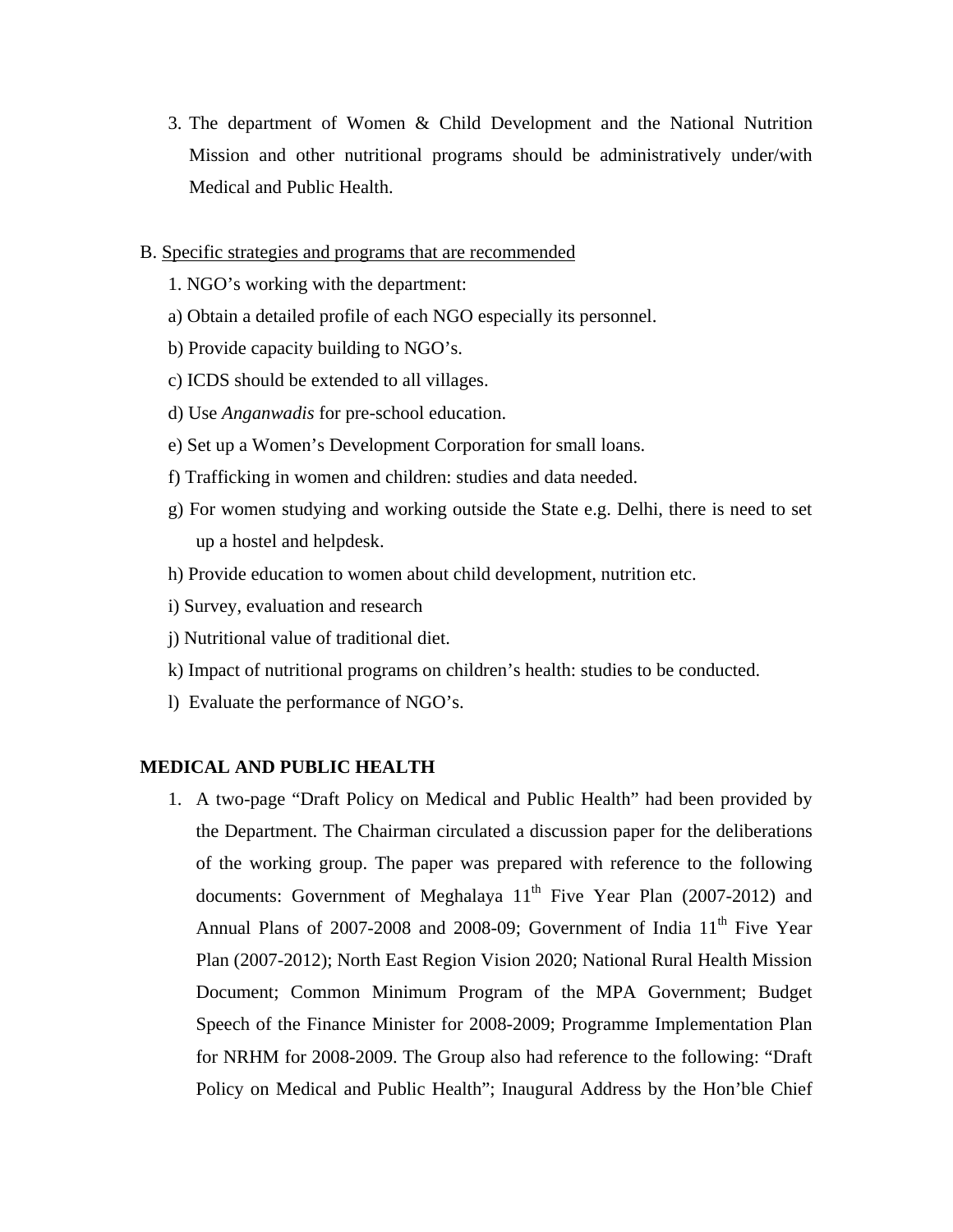3. The department of Women & Child Development and the National Nutrition Mission and other nutritional programs should be administratively under/with Medical and Public Health.

B. Specific strategies and programs that are recommended

1. NGO's working with the department:

a) Obtain a detailed profile of each NGO especially its personnel.

b) Provide capacity building to NGO's.

c) ICDS should be extended to all villages.

d) Use *Anganwadis* for pre-school education.

e) Set up a Women's Development Corporation for small loans.

f) Trafficking in women and children: studies and data needed.

g) For women studying and working outside the State e.g. Delhi, there is need to set up a hostel and helpdesk.

h) Provide education to women about child development, nutrition etc.

i) Survey, evaluation and research

j) Nutritional value of traditional diet.

k) Impact of nutritional programs on children's health: studies to be conducted.

l) Evaluate the performance of NGO's.

**MEDICAL AND PUBLIC HEALTH**

1. A two-page "Draft Policy on Medical and Public Health" had been provided by the Department. The Chairman circulated a discussion paper for the deliberations of the working group. The paper was prepared with reference to the following documents: Government of Meghalaya 11th Five Year Plan (2007-2012) and Annual Plans of 2007-2008 and 2008-09; Government of India 11th Five Year Plan (2007-2012); North East Region Vision 2020; National Rural Health Mission Document; Common Minimum Program of the MPA Government; Budget Speech of the Finance Minister for 2008-2009; Programme Implementation Plan for NRHM for 2008-2009. The Group also had reference to the following: "Draft Policy on Medical and Public Health"; Inaugural Address by the Hon'ble Chief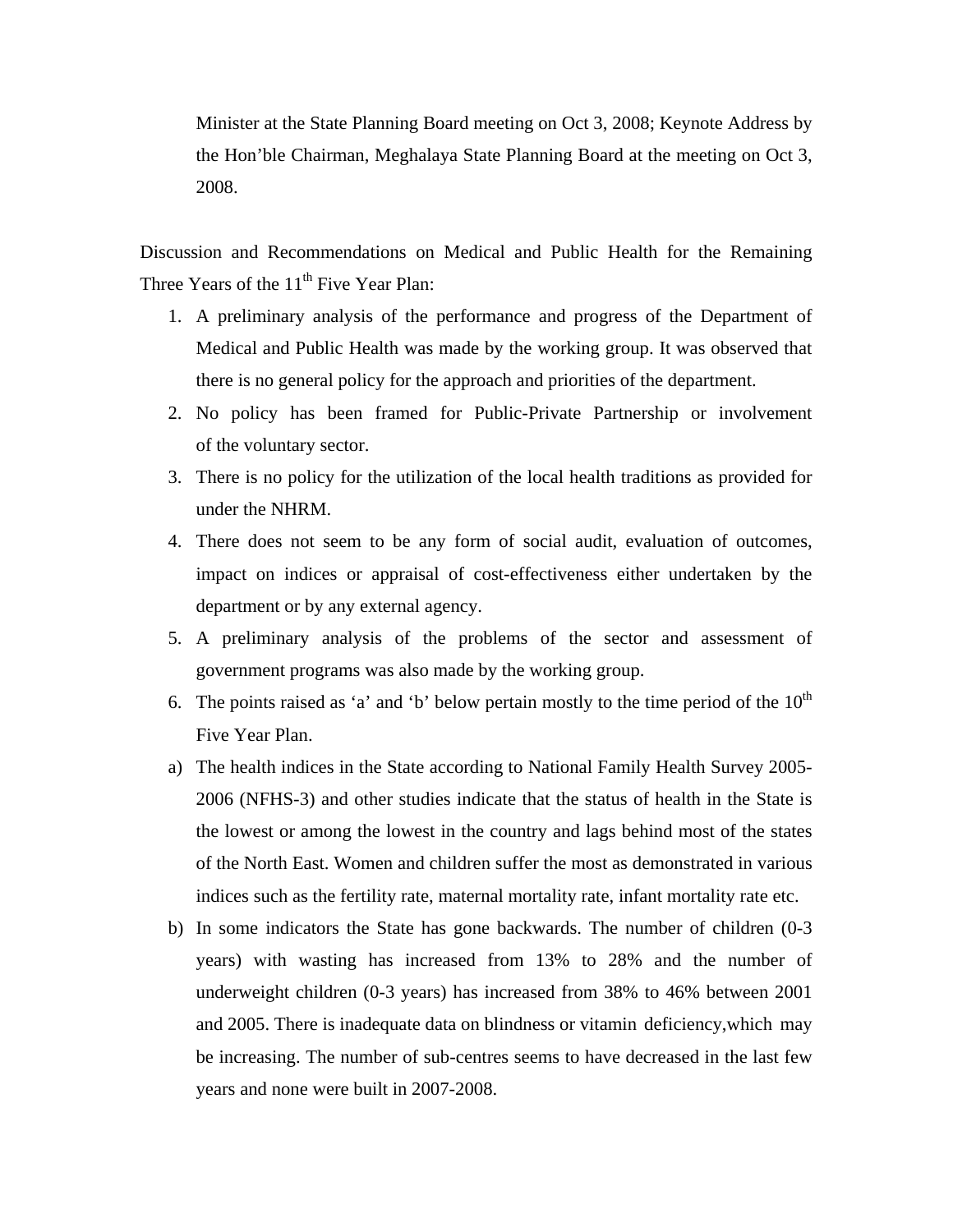Minister at the State Planning Board meeting on Oct 3, 2008; Keynote Address by the Hon'ble Chairman, Meghalaya State Planning Board at the meeting on Oct 3, 2008.

Discussion and Recommendations on Medical and Public Health for the Remaining Three Years of the 11th Five Year Plan:

1. A preliminary analysis of the performance and progress of the Department of Medical and Public Health was made by the working group. It was observed that there is no general policy for the approach and priorities of the department.
2. No policy has been framed for Public-Private Partnership or involvement of the voluntary sector.
3. There is no policy for the utilization of the local health traditions as provided for under the NHRM.
4. There does not seem to be any form of social audit, evaluation of outcomes, impact on indices or appraisal of cost-effectiveness either undertaken by the department or by any external agency.
5. A preliminary analysis of the problems of the sector and assessment of government programs was also made by the working group.
6. The points raised as 'a' and 'b' below pertain mostly to the time period of the 10th Five Year Plan.

a) The health indices in the State according to National Family Health Survey 2005-2006 (NFHS-3) and other studies indicate that the status of health in the State is the lowest or among the lowest in the country and lags behind most of the states of the North East. Women and children suffer the most as demonstrated in various indices such as the fertility rate, maternal mortality rate, infant mortality rate etc.

b) In some indicators the State has gone backwards. The number of children (0-3 years) with wasting has increased from 13% to 28% and the number of underweight children (0-3 years) has increased from 38% to 46% between 2001 and 2005. There is inadequate data on blindness or vitamin deficiency,which may be increasing. The number of sub-centres seems to have decreased in the last few years and none were built in 2007-2008.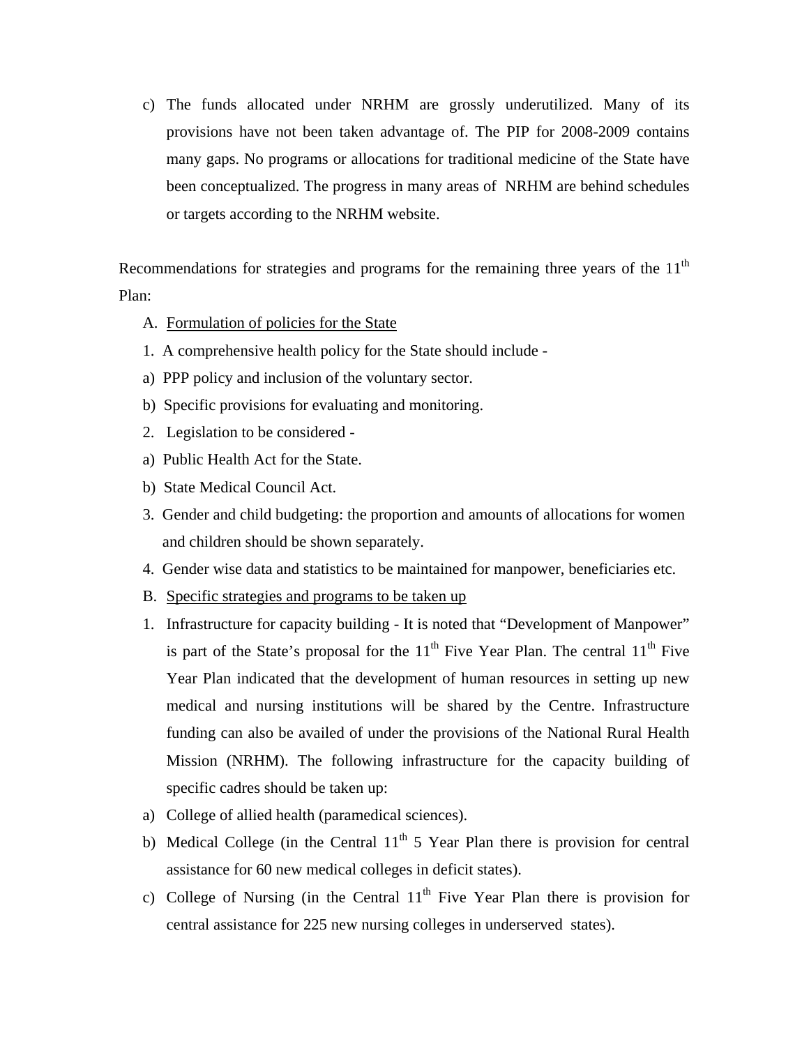c) The funds allocated under NRHM are grossly underutilized. Many of its provisions have not been taken advantage of. The PIP for 2008-2009 contains many gaps. No programs or allocations for traditional medicine of the State have been conceptualized. The progress in many areas of NRHM are behind schedules or targets according to the NRHM website.

Recommendations for strategies and programs for the remaining three years of the 11th Plan:

A. <u>Formulation of policies for the State</u>

1. A comprehensive health policy for the State should include -

a) PPP policy and inclusion of the voluntary sector.

b) Specific provisions for evaluating and monitoring.

2. Legislation to be considered -

a) Public Health Act for the State.

b) State Medical Council Act.

3. Gender and child budgeting: the proportion and amounts of allocations for women and children should be shown separately.

4. Gender wise data and statistics to be maintained for manpower, beneficiaries etc.

B. <u>Specific strategies and programs to be taken up</u>

1. Infrastructure for capacity building - It is noted that "Development of Manpower" is part of the State's proposal for the 11th Five Year Plan. The central 11th Five Year Plan indicated that the development of human resources in setting up new medical and nursing institutions will be shared by the Centre. Infrastructure funding can also be availed of under the provisions of the National Rural Health Mission (NRHM). The following infrastructure for the capacity building of specific cadres should be taken up:

a) College of allied health (paramedical sciences).

b) Medical College (in the Central 11th 5 Year Plan there is provision for central assistance for 60 new medical colleges in deficit states).

c) College of Nursing (in the Central 11th Five Year Plan there is provision for central assistance for 225 new nursing colleges in underserved states).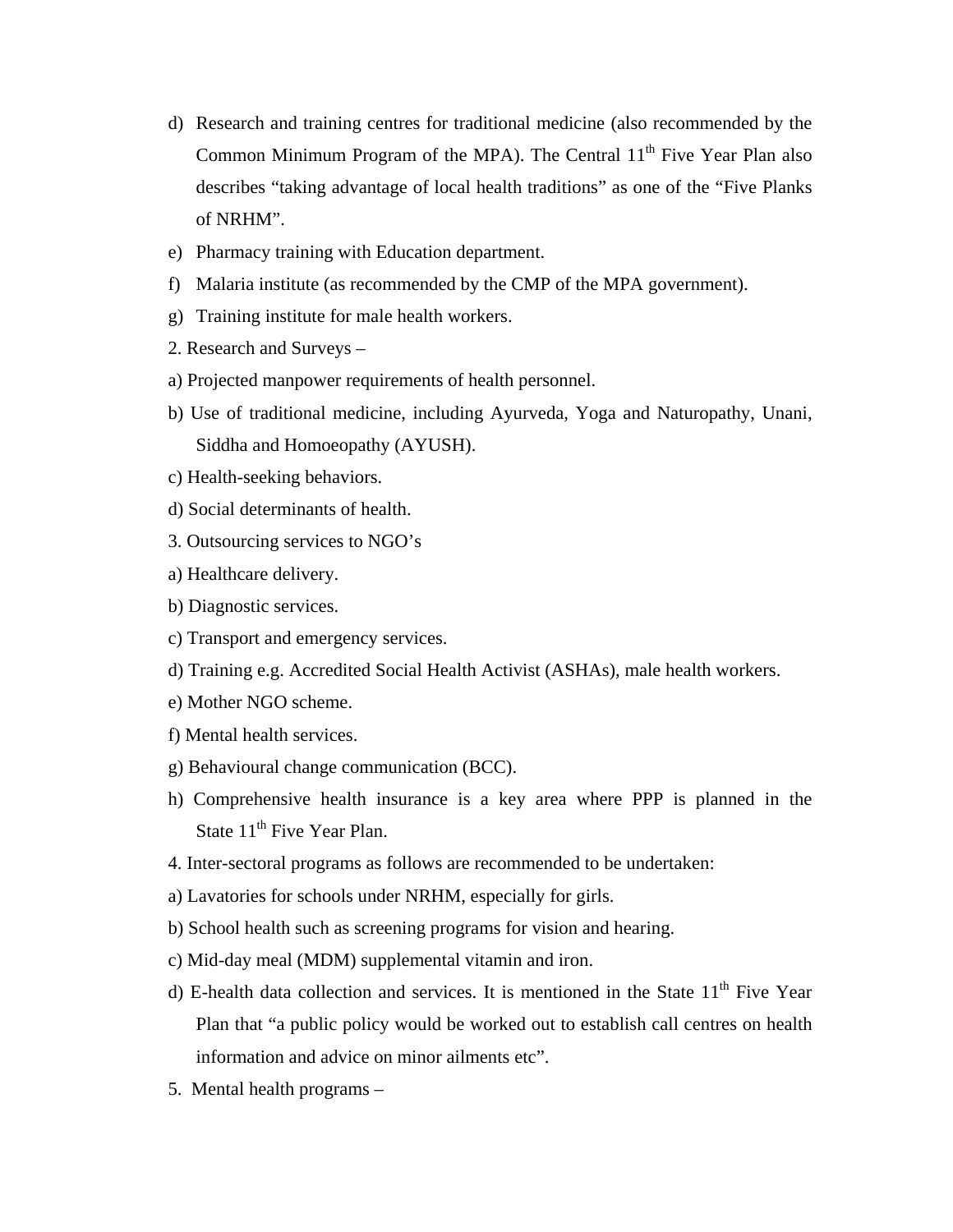d) Research and training centres for traditional medicine (also recommended by the Common Minimum Program of the MPA). The Central 11th Five Year Plan also describes "taking advantage of local health traditions" as one of the "Five Planks of NRHM".

e) Pharmacy training with Education department.

f) Malaria institute (as recommended by the CMP of the MPA government).

g) Training institute for male health workers.

2. Research and Surveys –

a) Projected manpower requirements of health personnel.

b) Use of traditional medicine, including Ayurveda, Yoga and Naturopathy, Unani, Siddha and Homoeopathy (AYUSH).

c) Health-seeking behaviors.

d) Social determinants of health.

3. Outsourcing services to NGO's

a) Healthcare delivery.

b) Diagnostic services.

c) Transport and emergency services.

d) Training e.g. Accredited Social Health Activist (ASHAs), male health workers.

e) Mother NGO scheme.

f) Mental health services.

g) Behavioural change communication (BCC).

h) Comprehensive health insurance is a key area where PPP is planned in the State 11th Five Year Plan.

4. Inter-sectoral programs as follows are recommended to be undertaken:

a) Lavatories for schools under NRHM, especially for girls.

b) School health such as screening programs for vision and hearing.

c) Mid-day meal (MDM) supplemental vitamin and iron.

d) E-health data collection and services. It is mentioned in the State 11th Five Year Plan that "a public policy would be worked out to establish call centres on health information and advice on minor ailments etc".

5. Mental health programs –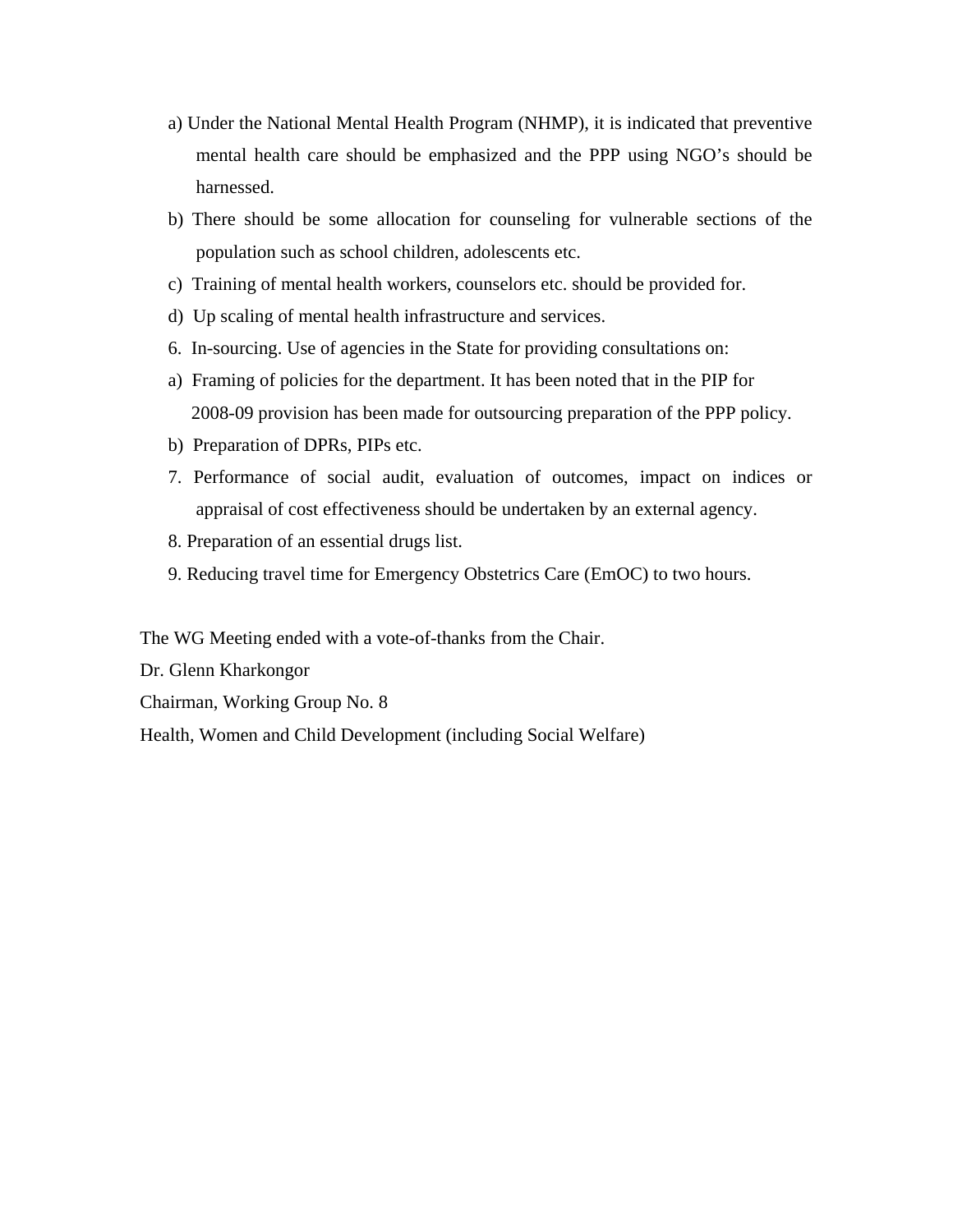a) Under the National Mental Health Program (NHMP), it is indicated that preventive mental health care should be emphasized and the PPP using NGO's should be harnessed.

b) There should be some allocation for counseling for vulnerable sections of the population such as school children, adolescents etc.

c) Training of mental health workers, counselors etc. should be provided for.

d) Up scaling of mental health infrastructure and services.

6. In-sourcing. Use of agencies in the State for providing consultations on:

a) Framing of policies for the department. It has been noted that in the PIP for 2008-09 provision has been made for outsourcing preparation of the PPP policy.

b) Preparation of DPRs, PIPs etc.

7. Performance of social audit, evaluation of outcomes, impact on indices or appraisal of cost effectiveness should be undertaken by an external agency.

8. Preparation of an essential drugs list.

9. Reducing travel time for Emergency Obstetrics Care (EmOC) to two hours.

The WG Meeting ended with a vote-of-thanks from the Chair.

Dr. Glenn Kharkongor

Chairman, Working Group No. 8

Health, Women and Child Development (including Social Welfare)